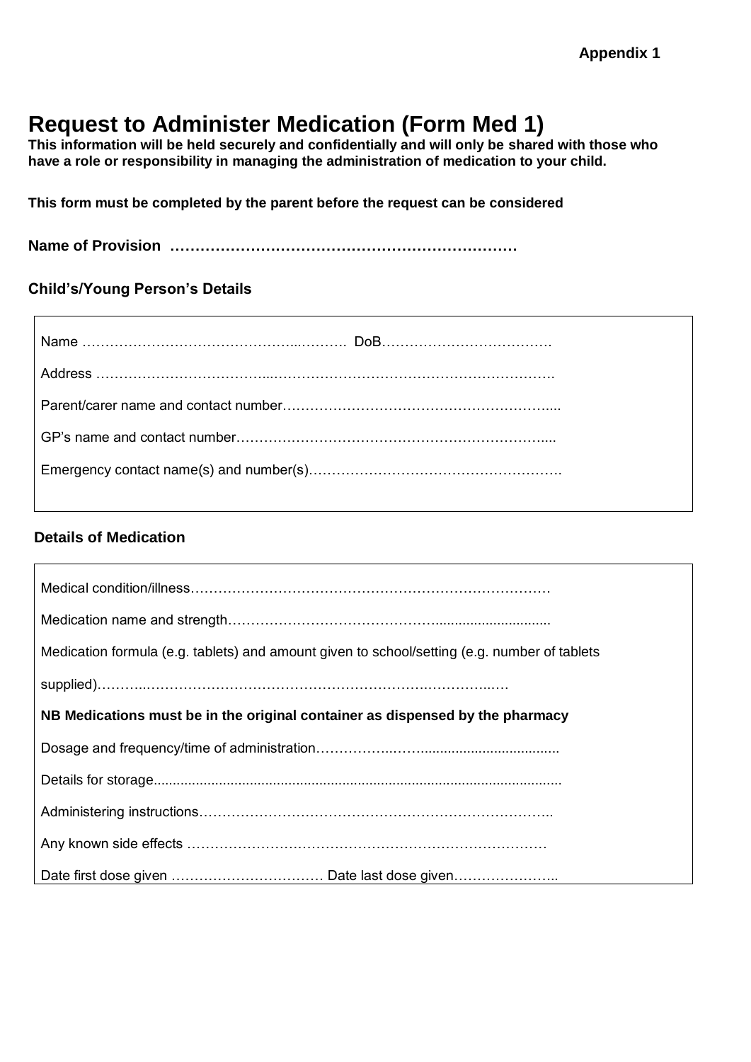**Appendix 1**

# Request to Administer Medication (Form Med 1)

**This information will be held securely and confidentially and will only be shared with those who have a role or responsibility in managing the administration of medication to your child.**

**This form must be completed by the parent before the request can be considered**

**Name of Provision ……………………………………………………………**

### Child's/Young Person's Details

Name ……………………………………………………. DoB……………………………….

Address ……………………………………………………………………………………….

Parent/carer name and contact number…………………………………………………....

GP's name and contact number…………………………………………………………....

Emergency contact name(s) and number(s)……………………………………………….

### Details of Medication

Medical condition/illness……………………………………………………………………

Medication name and strength……………………………………….............................

Medication formula (e.g. tablets) and amount given to school/setting (e.g. number of tablets supplied)……………………………………………………………………………….

**NB Medications must be in the original container as dispensed by the pharmacy**

Dosage and frequency/time of administration………………......................................

Details for storage.........................................................................................................

Administering instructions…………………………………………………………………..

Any known side effects ……………………………………………………………………

Date first dose given …………………………… Date last dose given…………………..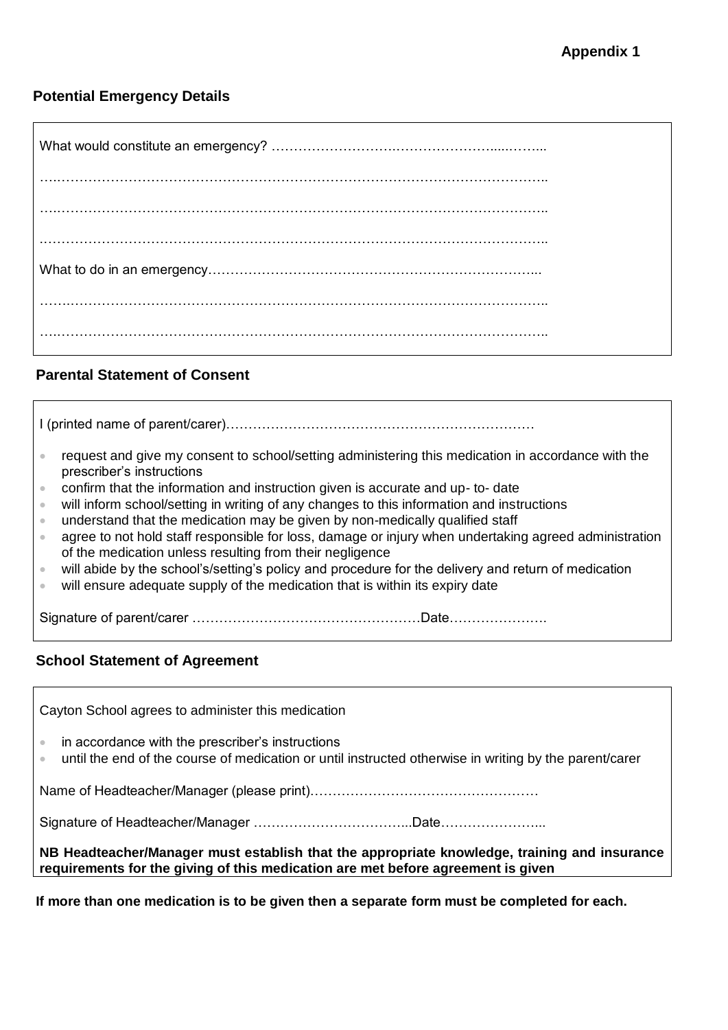**Appendix 1**

## Potential Emergency Details

What would constitute an emergency? ……………………….…………………......……...

…..……………………………………………………………………………………………..

…..……………………………………………………………………………………………..

………………………………………………………………………………………………..

What to do in an emergency………………………………………………………………...

……..……………………………………………………………………………………………..

…..……………………………………………………………………………………………..

## Parental Statement of Consent

I (printed name of parent/carer)……………………………………………………………

- request and give my consent to school/setting administering this medication in accordance with the prescriber's instructions
- confirm that the information and instruction given is accurate and up- to- date
- will inform school/setting in writing of any changes to this information and instructions
- understand that the medication may be given by non-medically qualified staff
- agree to not hold staff responsible for loss, damage or injury when undertaking agreed administration of the medication unless resulting from their negligence
- will abide by the school's/setting's policy and procedure for the delivery and return of medication
- will ensure adequate supply of the medication that is within its expiry date

Signature of parent/carer …….……………….……………….…………Date………………….

## School Statement of Agreement

Cayton School agrees to administer this medication

- in accordance with the prescriber's instructions
- until the end of the course of medication or until instructed otherwise in writing by the parent/carer

Name of Headteacher/Manager (please print)…………….…………….…………….……

Signature of Headteacher/Manager ……………………………...Date…………………...

**NB Headteacher/Manager must establish that the appropriate knowledge, training and insurance requirements for the giving of this medication are met before agreement is given**

**If more than one medication is to be given then a separate form must be completed for each.**